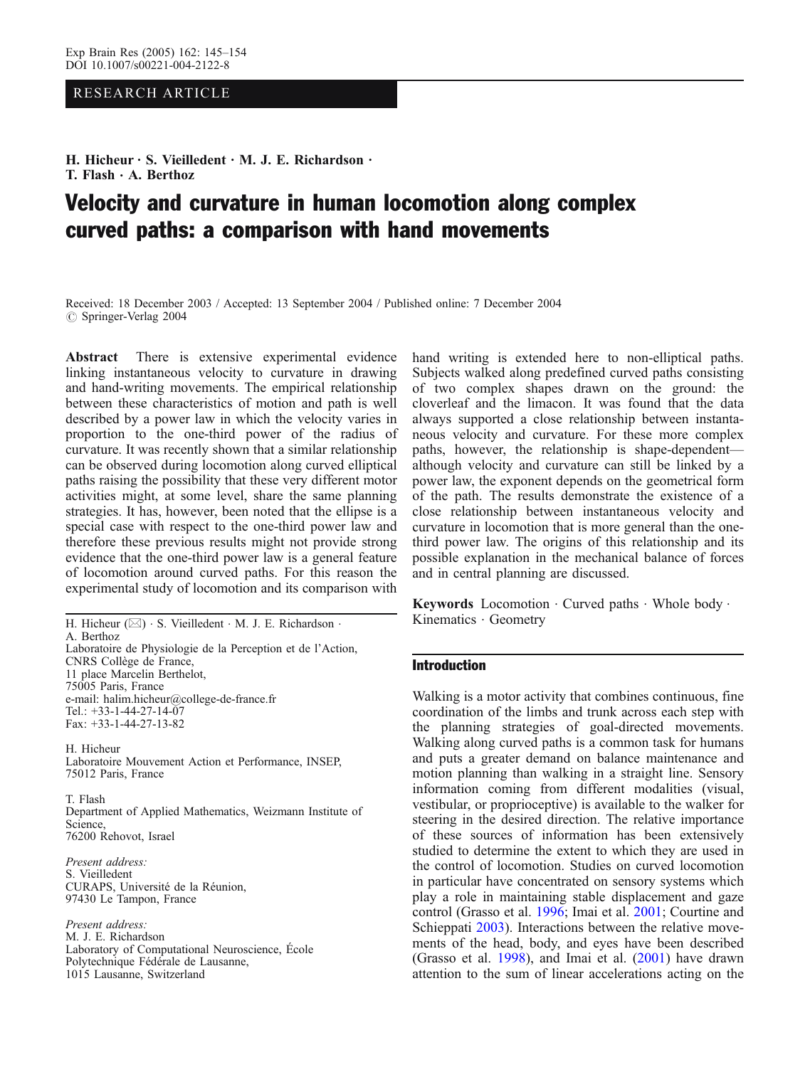RESEARCH ARTICLE

**H. Hicheur · S. Vieilledent · M. J. E. Richardson · T. Flash · A. Berthoz**

# Velocity and curvature in human locomotion along complex curved paths: a comparison with hand movements

Received: 18 December 2003 / Accepted: 13 September 2004 / Published online: 7 December 2004
© Springer-Verlag 2004

**Abstract** There is extensive experimental evidence linking instantaneous velocity to curvature in drawing and hand-writing movements. The empirical relationship between these characteristics of motion and path is well described by a power law in which the velocity varies in proportion to the one-third power of the radius of curvature. It was recently shown that a similar relationship can be observed during locomotion along curved elliptical paths raising the possibility that these very different motor activities might, at some level, share the same planning strategies. It has, however, been noted that the ellipse is a special case with respect to the one-third power law and therefore these previous results might not provide strong evidence that the one-third power law is a general feature of locomotion around curved paths. For this reason the experimental study of locomotion and its comparison with hand writing is extended here to non-elliptical paths. Subjects walked along predefined curved paths consisting of two complex shapes drawn on the ground: the cloverleaf and the limacon. It was found that the data always supported a close relationship between instantaneous velocity and curvature. For these more complex paths, however, the relationship is shape-dependent—although velocity and curvature can still be linked by a power law, the exponent depends on the geometrical form of the path. The results demonstrate the existence of a close relationship between instantaneous velocity and curvature in locomotion that is more general than the one-third power law. The origins of this relationship and its possible explanation in the mechanical balance of forces and in central planning are discussed.

**Keywords** Locomotion · Curved paths · Whole body · Kinematics · Geometry

H. Hicheur (✉) · S. Vieilledent · M. J. E. Richardson · A. Berthoz
Laboratoire de Physiologie de la Perception et de l'Action, CNRS Collège de France,
11 place Marcelin Berthelot,
75005 Paris, France
e-mail: halim.hicheur@college-de-france.fr
Tel.: +33-1-44-27-14-07
Fax: +33-1-44-27-13-82

H. Hicheur
Laboratoire Mouvement Action et Performance, INSEP,
75012 Paris, France

T. Flash
Department of Applied Mathematics, Weizmann Institute of Science,
76200 Rehovot, Israel

*Present address:*
S. Vieilledent
CURAPS, Université de la Réunion,
97430 Le Tampon, France

*Present address:*
M. J. E. Richardson
Laboratory of Computational Neuroscience, École Polytechnique Fédérale de Lausanne,
1015 Lausanne, Switzerland

## Introduction

Walking is a motor activity that combines continuous, fine coordination of the limbs and trunk across each step with the planning strategies of goal-directed movements. Walking along curved paths is a common task for humans and puts a greater demand on balance maintenance and motion planning than walking in a straight line. Sensory information coming from different modalities (visual, vestibular, or proprioceptive) is available to the walker for steering in the desired direction. The relative importance of these sources of information has been extensively studied to determine the extent to which they are used in the control of locomotion. Studies on curved locomotion in particular have concentrated on sensory systems which play a role in maintaining stable displacement and gaze control (Grasso et al. 1996; Imai et al. 2001; Courtine and Schieppati 2003). Interactions between the relative movements of the head, body, and eyes have been described (Grasso et al. 1998), and Imai et al. (2001) have drawn attention to the sum of linear accelerations acting on the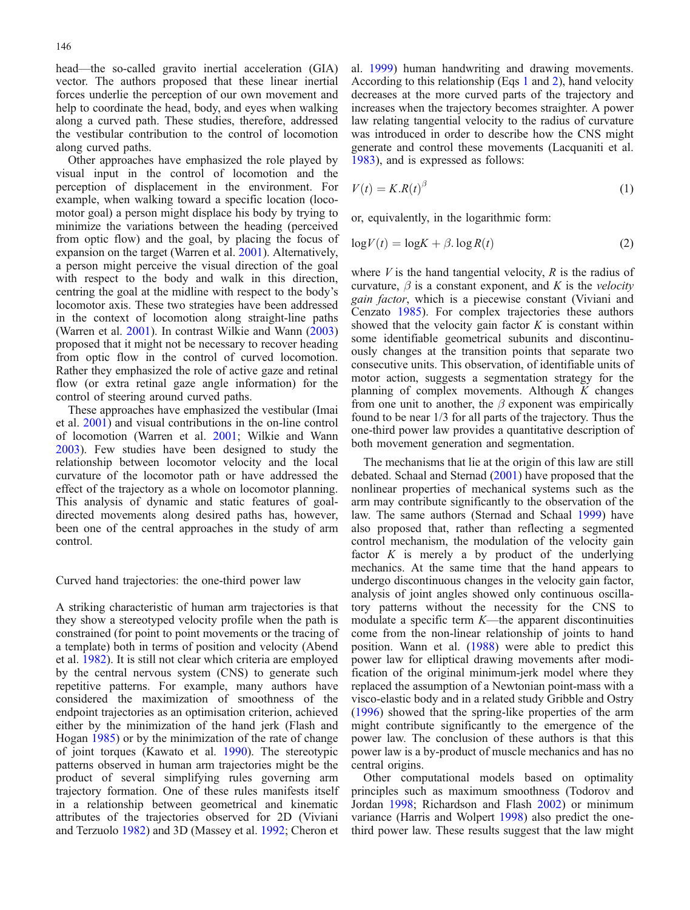head—the so-called gravito inertial acceleration (GIA) vector. The authors proposed that these linear inertial forces underlie the perception of our own movement and help to coordinate the head, body, and eyes when walking along a curved path. These studies, therefore, addressed the vestibular contribution to the control of locomotion along curved paths.

Other approaches have emphasized the role played by visual input in the control of locomotion and the perception of displacement in the environment. For example, when walking toward a specific location (locomotor goal) a person might displace his body by trying to minimize the variations between the heading (perceived from optic flow) and the goal, by placing the focus of expansion on the target (Warren et al. 2001). Alternatively, a person might perceive the visual direction of the goal with respect to the body and walk in this direction, centring the goal at the midline with respect to the body's locomotor axis. These two strategies have been addressed in the context of locomotion along straight-line paths (Warren et al. 2001). In contrast Wilkie and Wann (2003) proposed that it might not be necessary to recover heading from optic flow in the control of curved locomotion. Rather they emphasized the role of active gaze and retinal flow (or extra retinal gaze angle information) for the control of steering around curved paths.

These approaches have emphasized the vestibular (Imai et al. 2001) and visual contributions in the on-line control of locomotion (Warren et al. 2001; Wilkie and Wann 2003). Few studies have been designed to study the relationship between locomotor velocity and the local curvature of the locomotor path or have addressed the effect of the trajectory as a whole on locomotor planning. This analysis of dynamic and static features of goal-directed movements along desired paths has, however, been one of the central approaches in the study of arm control.

## Curved hand trajectories: the one-third power law

A striking characteristic of human arm trajectories is that they show a stereotyped velocity profile when the path is constrained (for point to point movements or the tracing of a template) both in terms of position and velocity (Abend et al. 1982). It is still not clear which criteria are employed by the central nervous system (CNS) to generate such repetitive patterns. For example, many authors have considered the maximization of smoothness of the endpoint trajectories as an optimisation criterion, achieved either by the minimization of the hand jerk (Flash and Hogan 1985) or by the minimization of the rate of change of joint torques (Kawato et al. 1990). The stereotypic patterns observed in human arm trajectories might be the product of several simplifying rules governing arm trajectory formation. One of these rules manifests itself in a relationship between geometrical and kinematic attributes of the trajectories observed for 2D (Viviani and Terzuolo 1982) and 3D (Massey et al. 1992; Cheron et al. 1999) human handwriting and drawing movements. According to this relationship (Eqs 1 and 2), hand velocity decreases at the more curved parts of the trajectory and increases when the trajectory becomes straighter. A power law relating tangential velocity to the radius of curvature was introduced in order to describe how the CNS might generate and control these movements (Lacquaniti et al. 1983), and is expressed as follows:

$$V(t) = K.R(t)^{\beta} \tag{1}$$

or, equivalently, in the logarithmic form:

$$\log V(t) = \log K + \beta . \log R(t) \tag{2}$$

where $V$ is the hand tangential velocity, $R$ is the radius of curvature, $\beta$ is a constant exponent, and $K$ is the *velocity gain factor*, which is a piecewise constant (Viviani and Cenzato 1985). For complex trajectories these authors showed that the velocity gain factor $K$ is constant within some identifiable geometrical subunits and discontinuously changes at the transition points that separate two consecutive units. This observation, of identifiable units of motor action, suggests a segmentation strategy for the planning of complex movements. Although $K$ changes from one unit to another, the $\beta$ exponent was empirically found to be near 1/3 for all parts of the trajectory. Thus the one-third power law provides a quantitative description of both movement generation and segmentation.

The mechanisms that lie at the origin of this law are still debated. Schaal and Sternad (2001) have proposed that the nonlinear properties of mechanical systems such as the arm may contribute significantly to the observation of the law. The same authors (Sternad and Schaal 1999) have also proposed that, rather than reflecting a segmented control mechanism, the modulation of the velocity gain factor $K$ is merely a by product of the underlying mechanics. At the same time that the hand appears to undergo discontinuous changes in the velocity gain factor, analysis of joint angles showed only continuous oscillatory patterns without the necessity for the CNS to modulate a specific term $K$—the apparent discontinuities come from the non-linear relationship of joints to hand position. Wann et al. (1988) were able to predict this power law for elliptical drawing movements after modification of the original minimum-jerk model where they replaced the assumption of a Newtonian point-mass with a visco-elastic body and in a related study Gribble and Ostry (1996) showed that the spring-like properties of the arm might contribute significantly to the emergence of the power law. The conclusion of these authors is that this power law is a by-product of muscle mechanics and has no central origins.

Other computational models based on optimality principles such as maximum smoothness (Todorov and Jordan 1998; Richardson and Flash 2002) or minimum variance (Harris and Wolpert 1998) also predict the one-third power law. These results suggest that the law might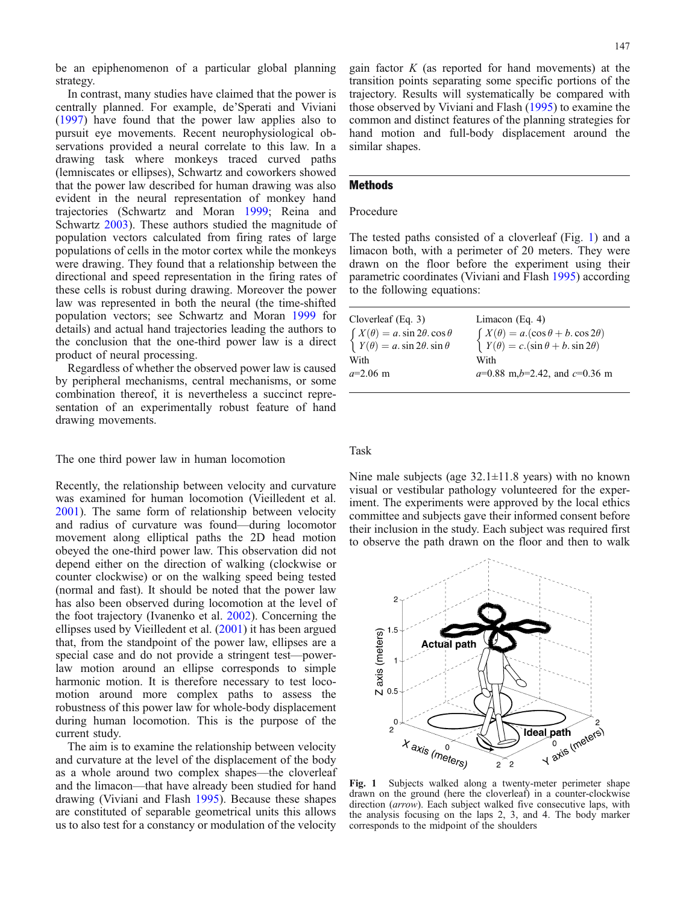be an epiphenomenon of a particular global planning strategy.

In contrast, many studies have claimed that the power is centrally planned. For example, de'Sperati and Viviani (1997) have found that the power law applies also to pursuit eye movements. Recent neurophysiological observations provided a neural correlate to this law. In a drawing task where monkeys traced curved paths (lemniscates or ellipses), Schwartz and coworkers showed that the power law described for human drawing was also evident in the neural representation of monkey hand trajectories (Schwartz and Moran 1999; Reina and Schwartz 2003). These authors studied the magnitude of population vectors calculated from firing rates of large populations of cells in the motor cortex while the monkeys were drawing. They found that a relationship between the directional and speed representation in the firing rates of these cells is robust during drawing. Moreover the power law was represented in both the neural (the time-shifted population vectors; see Schwartz and Moran 1999 for details) and actual hand trajectories leading the authors to the conclusion that the one-third power law is a direct product of neural processing.

Regardless of whether the observed power law is caused by peripheral mechanisms, central mechanisms, or some combination thereof, it is nevertheless a succinct representation of an experimentally robust feature of hand drawing movements.

### The one third power law in human locomotion

Recently, the relationship between velocity and curvature was examined for human locomotion (Vieilledent et al. 2001). The same form of relationship between velocity and radius of curvature was found—during locomotor movement along elliptical paths the 2D head motion obeyed the one-third power law. This observation did not depend either on the direction of walking (clockwise or counter clockwise) or on the walking speed being tested (normal and fast). It should be noted that the power law has also been observed during locomotion at the level of the foot trajectory (Ivanenko et al. 2002). Concerning the ellipses used by Vieilledent et al. (2001) it has been argued that, from the standpoint of the power law, ellipses are a special case and do not provide a stringent test—power-law motion around an ellipse corresponds to simple harmonic motion. It is therefore necessary to test locomotion around more complex paths to assess the robustness of this power law for whole-body displacement during human locomotion. This is the purpose of the current study.

The aim is to examine the relationship between velocity and curvature at the level of the displacement of the body as a whole around two complex shapes—the cloverleaf and the limacon—that have already been studied for hand drawing (Viviani and Flash 1995). Because these shapes are constituted of separable geometrical units this allows us to also test for a constancy or modulation of the velocity gain factor $K$ (as reported for hand movements) at the transition points separating some specific portions of the trajectory. Results will systematically be compared with those observed by Viviani and Flash (1995) to examine the common and distinct features of the planning strategies for hand motion and full-body displacement around the similar shapes.

## Methods

### Procedure

The tested paths consisted of a cloverleaf (Fig. 1) and a limacon both, with a perimeter of 20 meters. They were drawn on the floor before the experiment using their parametric coordinates (Viviani and Flash 1995) according to the following equations:

Cloverleaf (Eq. 3)

$$\begin{cases} X(\theta) = a.\sin 2\theta.\cos\theta \\ Y(\theta) = a.\sin 2\theta.\sin\theta \end{cases}$$

With $a$=2.06 m

Limacon (Eq. 4)

$$\begin{cases} X(\theta) = a.(\cos\theta + b.\cos 2\theta) \\ Y(\theta) = c.(\sin\theta + b.\sin 2\theta) \end{cases}$$

With $a$=0.88 m, $b$=2.42, and $c$=0.36 m

### Task

Nine male subjects (age 32.1±11.8 years) with no known visual or vestibular pathology volunteered for the experiment. The experiments were approved by the local ethics committee and subjects gave their informed consent before their inclusion in the study. Each subject was required first to observe the path drawn on the floor and then to walk

**Fig. 1** Subjects walked along a twenty-meter perimeter shape drawn on the ground (here the cloverleaf) in a counter-clockwise direction (*arrow*). Each subject walked five consecutive laps, with the analysis focusing on the laps 2, 3, and 4. The body marker corresponds to the midpoint of the shoulders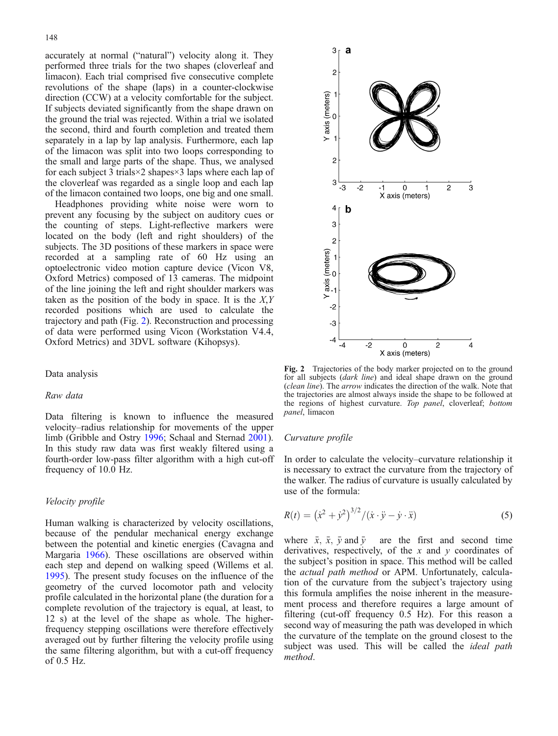accurately at normal ("natural") velocity along it. They performed three trials for the two shapes (cloverleaf and limacon). Each trial comprised five consecutive complete revolutions of the shape (laps) in a counter-clockwise direction (CCW) at a velocity comfortable for the subject. If subjects deviated significantly from the shape drawn on the ground the trial was rejected. Within a trial we isolated the second, third and fourth completion and treated them separately in a lap by lap analysis. Furthermore, each lap of the limacon was split into two loops corresponding to the small and large parts of the shape. Thus, we analysed for each subject 3 trials×2 shapes×3 laps where each lap of the cloverleaf was regarded as a single loop and each lap of the limacon contained two loops, one big and one small.

Headphones providing white noise were worn to prevent any focusing by the subject on auditory cues or the counting of steps. Light-reflective markers were located on the body (left and right shoulders) of the subjects. The 3D positions of these markers in space were recorded at a sampling rate of 60 Hz using an optoelectronic video motion capture device (Vicon V8, Oxford Metrics) composed of 13 cameras. The midpoint of the line joining the left and right shoulder markers was taken as the position of the body in space. It is the *X*,*Y* recorded positions which are used to calculate the trajectory and path (Fig. 2). Reconstruction and processing of data were performed using Vicon (Workstation V4.4, Oxford Metrics) and 3DVL software (Kihopsys).

**Fig. 2** Trajectories of the body marker projected on to the ground for all subjects (*dark line*) and ideal shape drawn on the ground (*clean line*). The *arrow* indicates the direction of the walk. Note that the trajectories are almost always inside the shape to be followed at the regions of highest curvature. *Top panel*, cloverleaf; *bottom panel*, limacon

## Data analysis

### Raw data

Data filtering is known to influence the measured velocity–radius relationship for movements of the upper limb (Gribble and Ostry 1996; Schaal and Sternad 2001). In this study raw data was first weakly filtered using a fourth-order low-pass filter algorithm with a high cut-off frequency of 10.0 Hz.

### Velocity profile

Human walking is characterized by velocity oscillations, because of the pendular mechanical energy exchange between the potential and kinetic energies (Cavagna and Margaria 1966). These oscillations are observed within each step and depend on walking speed (Willems et al. 1995). The present study focuses on the influence of the geometry of the curved locomotor path and velocity profile calculated in the horizontal plane (the duration for a complete revolution of the trajectory is equal, at least, to 12 s) at the level of the shape as whole. The higher-frequency stepping oscillations were therefore effectively averaged out by further filtering the velocity profile using the same filtering algorithm, but with a cut-off frequency of 0.5 Hz.

### Curvature profile

In order to calculate the velocity–curvature relationship it is necessary to extract the curvature from the trajectory of the walker. The radius of curvature is usually calculated by use of the formula:

$$R(t) = \left(\dot{x}^2 + \dot{y}^2\right)^{3/2} / (\dot{x} \cdot \ddot{y} - \dot{y} \cdot \ddot{x}) \tag{5}$$

where $\bar{x}$, $\bar{x}$, $\bar{y}$ and $\bar{y}$ are the first and second time derivatives, respectively, of the $x$ and $y$ coordinates of the subject's position in space. This method will be called the *actual path method* or APM. Unfortunately, calculation of the curvature from the subject's trajectory using this formula amplifies the noise inherent in the measurement process and therefore requires a large amount of filtering (cut-off frequency 0.5 Hz). For this reason a second way of measuring the path was developed in which the curvature of the template on the ground closest to the subject was used. This will be called the *ideal path method*.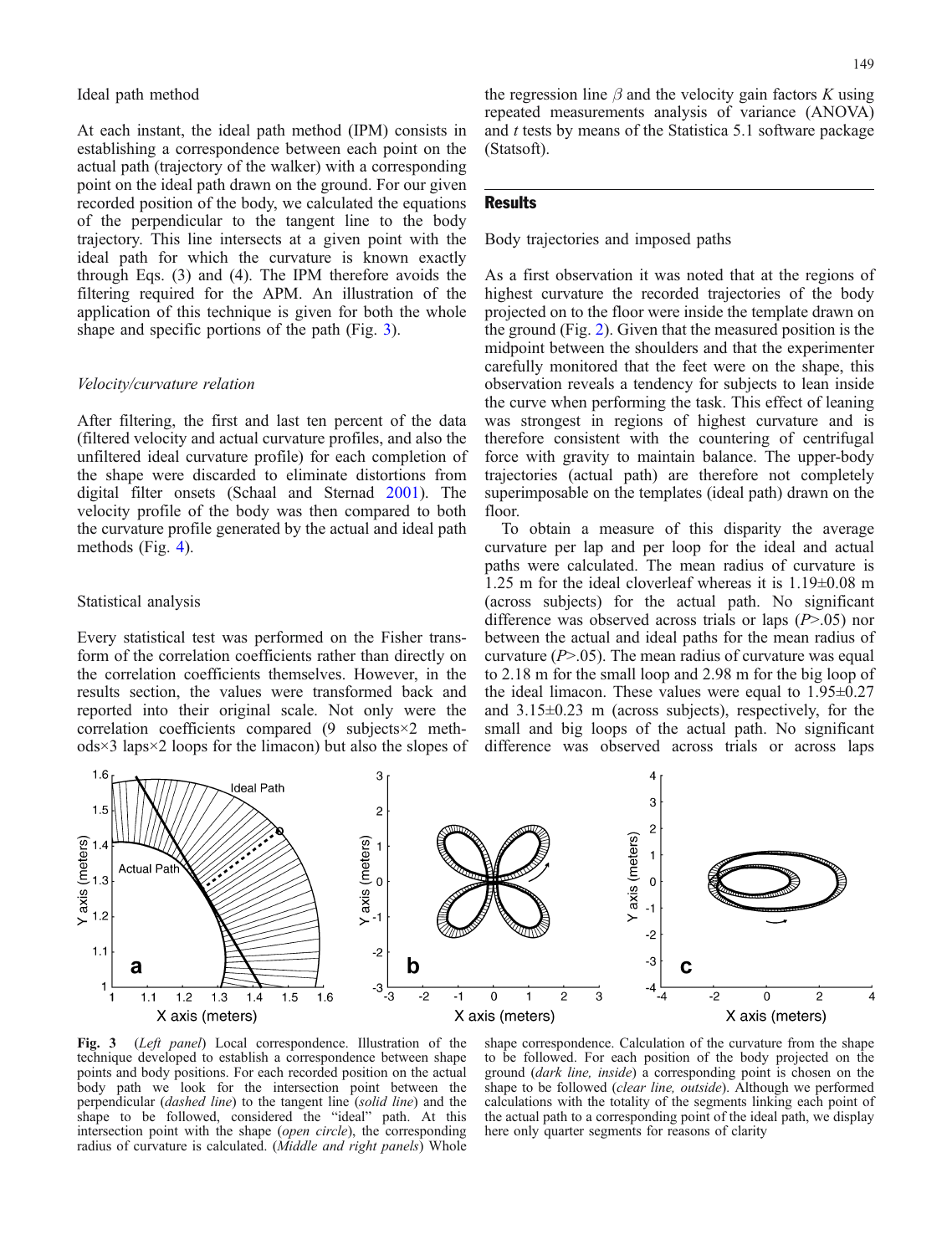### Ideal path method

At each instant, the ideal path method (IPM) consists in establishing a correspondence between each point on the actual path (trajectory of the walker) with a corresponding point on the ideal path drawn on the ground. For our given recorded position of the body, we calculated the equations of the perpendicular to the tangent line to the body trajectory. This line intersects at a given point with the ideal path for which the curvature is known exactly through Eqs. (3) and (4). The IPM therefore avoids the filtering required for the APM. An illustration of the application of this technique is given for both the whole shape and specific portions of the path (Fig. 3).

#### *Velocity/curvature relation*

After filtering, the first and last ten percent of the data (filtered velocity and actual curvature profiles, and also the unfiltered ideal curvature profile) for each completion of the shape were discarded to eliminate distortions from digital filter onsets (Schaal and Sternad 2001). The velocity profile of the body was then compared to both the curvature profile generated by the actual and ideal path methods (Fig. 4).

### Statistical analysis

Every statistical test was performed on the Fisher transform of the correlation coefficients rather than directly on the correlation coefficients themselves. However, in the results section, the values were transformed back and reported into their original scale. Not only were the correlation coefficients compared (9 subjects×2 methods×3 laps×2 loops for the limacon) but also the slopes of the regression line $\beta$ and the velocity gain factors $K$ using repeated measurements analysis of variance (ANOVA) and $t$ tests by means of the Statistica 5.1 software package (Statsoft).

## Results

### Body trajectories and imposed paths

As a first observation it was noted that at the regions of highest curvature the recorded trajectories of the body projected on to the floor were inside the template drawn on the ground (Fig. 2). Given that the measured position is the midpoint between the shoulders and that the experimenter carefully monitored that the feet were on the shape, this observation reveals a tendency for subjects to lean inside the curve when performing the task. This effect of leaning was strongest in regions of highest curvature and is therefore consistent with the countering of centrifugal force with gravity to maintain balance. The upper-body trajectories (actual path) are therefore not completely superimposable on the templates (ideal path) drawn on the floor.

To obtain a measure of this disparity the average curvature per lap and per loop for the ideal and actual paths were calculated. The mean radius of curvature is 1.25 m for the ideal cloverleaf whereas it is 1.19±0.08 m (across subjects) for the actual path. No significant difference was observed across trials or laps ($P$>.05) nor between the actual and ideal paths for the mean radius of curvature ($P$>.05). The mean radius of curvature was equal to 2.18 m for the small loop and 2.98 m for the big loop of the ideal limacon. These values were equal to 1.95±0.27 and 3.15±0.23 m (across subjects), respectively, for the small and big loops of the actual path. No significant difference was observed across trials or across laps

**Fig. 3** (*Left panel*) Local correspondence. Illustration of the technique developed to establish a correspondence between shape points and body positions. For each recorded position on the actual body path we look for the intersection point between the perpendicular (*dashed line*) to the tangent line (*solid line*) and the shape to be followed, considered the "ideal" path. At this intersection point with the shape (*open circle*), the corresponding radius of curvature is calculated. (*Middle and right panels*) Whole shape correspondence. Calculation of the curvature from the shape to be followed. For each position of the body projected on the ground (*dark line, inside*) a corresponding point is chosen on the shape to be followed (*clear line, outside*). Although we performed calculations with the totality of the segments linking each point of the actual path to a corresponding point of the ideal path, we display here only quarter segments for reasons of clarity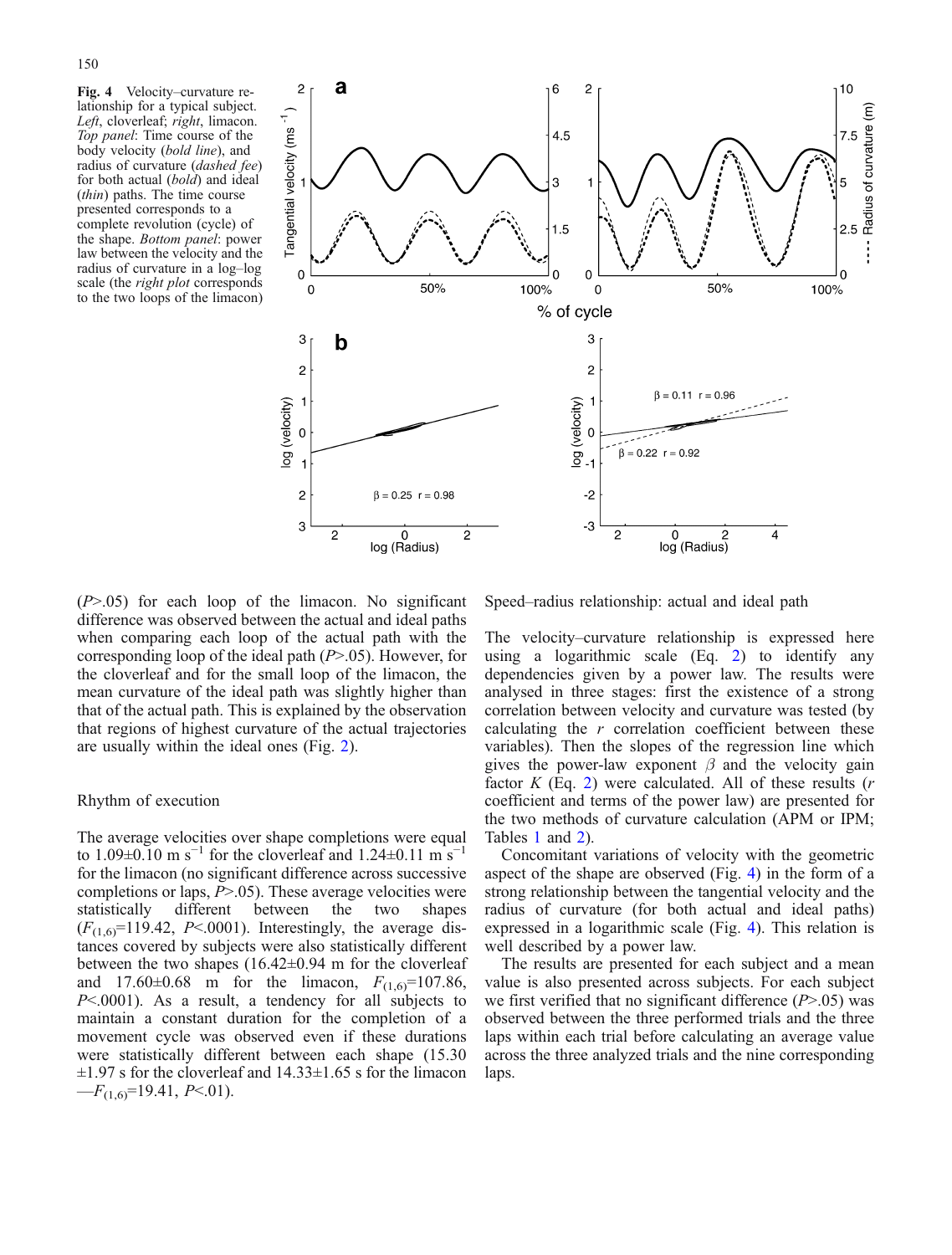**Fig. 4** Velocity–curvature relationship for a typical subject. *Left*, cloverleaf; *right*, limacon. *Top panel*: Time course of the body velocity (*bold line*), and radius of curvature (*dashed fee*) for both actual (*bold*) and ideal (*thin*) paths. The time course presented corresponds to a complete revolution (cycle) of the shape. *Bottom panel*: power law between the velocity and the radius of curvature in a log–log scale (the *right plot* corresponds to the two loops of the limacon)

($P$>.05) for each loop of the limacon. No significant difference was observed between the actual and ideal paths when comparing each loop of the actual path with the corresponding loop of the ideal path ($P$>.05). However, for the cloverleaf and for the small loop of the limacon, the mean curvature of the ideal path was slightly higher than that of the actual path. This is explained by the observation that regions of highest curvature of the actual trajectories are usually within the ideal ones (Fig. 2).

## Rhythm of execution

The average velocities over shape completions were equal to 1.09±0.10 m s$^{-1}$ for the cloverleaf and 1.24±0.11 m s$^{-1}$ for the limacon (no significant difference across successive completions or laps, $P$>.05). These average velocities were statistically different between the two shapes ($F_{(1,6)}$=119.42, $P$<.0001). Interestingly, the average distances covered by subjects were also statistically different between the two shapes (16.42±0.94 m for the cloverleaf and 17.60±0.68 m for the limacon, $F_{(1,6)}$=107.86, $P$<.0001). As a result, a tendency for all subjects to maintain a constant duration for the completion of a movement cycle was observed even if these durations were statistically different between each shape (15.30 ±1.97 s for the cloverleaf and 14.33±1.65 s for the limacon —$F_{(1,6)}$=19.41, $P$<.01).

## Speed–radius relationship: actual and ideal path

The velocity–curvature relationship is expressed here using a logarithmic scale (Eq. 2) to identify any dependencies given by a power law. The results were analysed in three stages: first the existence of a strong correlation between velocity and curvature was tested (by calculating the $r$ correlation coefficient between these variables). Then the slopes of the regression line which gives the power-law exponent $\beta$ and the velocity gain factor $K$ (Eq. 2) were calculated. All of these results ($r$ coefficient and terms of the power law) are presented for the two methods of curvature calculation (APM or IPM; Tables 1 and 2).

Concomitant variations of velocity with the geometric aspect of the shape are observed (Fig. 4) in the form of a strong relationship between the tangential velocity and the radius of curvature (for both actual and ideal paths) expressed in a logarithmic scale (Fig. 4). This relation is well described by a power law.

The results are presented for each subject and a mean value is also presented across subjects. For each subject we first verified that no significant difference ($P$>.05) was observed between the three performed trials and the three laps within each trial before calculating an average value across the three analyzed trials and the nine corresponding laps.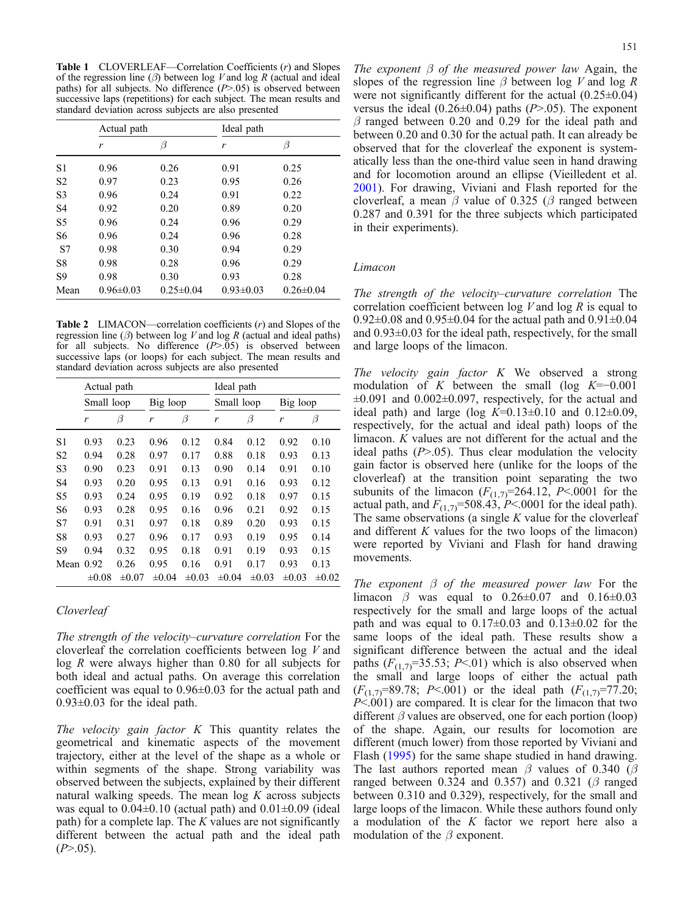**Table 1** CLOVERLEAF—Correlation Coefficients ($r$) and Slopes of the regression line ($\beta$) between log $V$ and log $R$ (actual and ideal paths) for all subjects. No difference ($P$>.05) is observed between successive laps (repetitions) for each subject. The mean results and standard deviation across subjects are also presented

| | Actual path | | Ideal path | |
|---|---|---|---|---|
| | $r$ | $\beta$ | $r$ | $\beta$ |
| S1 | 0.96 | 0.26 | 0.91 | 0.25 |
| S2 | 0.97 | 0.23 | 0.95 | 0.26 |
| S3 | 0.96 | 0.24 | 0.91 | 0.22 |
| S4 | 0.92 | 0.20 | 0.89 | 0.20 |
| S5 | 0.96 | 0.24 | 0.96 | 0.29 |
| S6 | 0.96 | 0.24 | 0.96 | 0.28 |
| S7 | 0.98 | 0.30 | 0.94 | 0.29 |
| S8 | 0.98 | 0.28 | 0.96 | 0.29 |
| S9 | 0.98 | 0.30 | 0.93 | 0.28 |
| Mean | 0.96±0.03 | 0.25±0.04 | 0.93±0.03 | 0.26±0.04 |

**Table 2** LIMACON—correlation coefficients ($r$) and Slopes of the regression line ($\beta$) between log $V$ and log $R$ (actual and ideal paths) for all subjects. No difference ($P$>.05) is observed between successive laps (or loops) for each subject. The mean results and standard deviation across subjects are also presented

| | Actual path | | | | Ideal path | | | |
|---|---|---|---|---|---|---|---|---|
| | Small loop | | Big loop | | Small loop | | Big loop | |
| | $r$ | $\beta$ | $r$ | $\beta$ | $r$ | $\beta$ | $r$ | $\beta$ |
| S1 | 0.93 | 0.23 | 0.96 | 0.12 | 0.84 | 0.12 | 0.92 | 0.10 |
| S2 | 0.94 | 0.28 | 0.97 | 0.17 | 0.88 | 0.18 | 0.93 | 0.13 |
| S3 | 0.90 | 0.23 | 0.91 | 0.13 | 0.90 | 0.14 | 0.91 | 0.10 |
| S4 | 0.93 | 0.20 | 0.95 | 0.13 | 0.91 | 0.16 | 0.93 | 0.12 |
| S5 | 0.93 | 0.24 | 0.95 | 0.19 | 0.92 | 0.18 | 0.97 | 0.15 |
| S6 | 0.93 | 0.28 | 0.95 | 0.16 | 0.96 | 0.21 | 0.92 | 0.15 |
| S7 | 0.91 | 0.31 | 0.97 | 0.18 | 0.89 | 0.20 | 0.93 | 0.15 |
| S8 | 0.93 | 0.27 | 0.96 | 0.17 | 0.93 | 0.19 | 0.95 | 0.14 |
| S9 | 0.94 | 0.32 | 0.95 | 0.18 | 0.91 | 0.19 | 0.93 | 0.15 |
| Mean | 0.92 ±0.08 | 0.26 ±0.07 | 0.95 ±0.04 | 0.16 ±0.03 | 0.91 ±0.04 | 0.17 ±0.03 | 0.93 ±0.03 | 0.13 ±0.02 |

### *Cloverleaf*

*The strength of the velocity–curvature correlation* For the cloverleaf the correlation coefficients between log $V$ and log $R$ were always higher than 0.80 for all subjects for both ideal and actual paths. On average this correlation coefficient was equal to 0.96±0.03 for the actual path and 0.93±0.03 for the ideal path.

*The velocity gain factor K* This quantity relates the geometrical and kinematic aspects of the movement trajectory, either at the level of the shape as a whole or within segments of the shape. Strong variability was observed between the subjects, explained by their different natural walking speeds. The mean log $K$ across subjects was equal to 0.04±0.10 (actual path) and 0.01±0.09 (ideal path) for a complete lap. The $K$ values are not significantly different between the actual path and the ideal path ($P$>.05).

*The exponent β of the measured power law* Again, the slopes of the regression line $\beta$ between log $V$ and log $R$ were not significantly different for the actual (0.25±0.04) versus the ideal (0.26±0.04) paths ($P$>.05). The exponent $\beta$ ranged between 0.20 and 0.29 for the ideal path and between 0.20 and 0.30 for the actual path. It can already be observed that for the cloverleaf the exponent is systematically less than the one-third value seen in hand drawing and for locomotion around an ellipse (Vieilledent et al. 2001). For drawing, Viviani and Flash reported for the cloverleaf, a mean $\beta$ value of 0.325 ($\beta$ ranged between 0.287 and 0.391 for the three subjects which participated in their experiments).

### *Limacon*

*The strength of the velocity–curvature correlation* The correlation coefficient between log $V$ and log $R$ is equal to 0.92±0.08 and 0.95±0.04 for the actual path and 0.91±0.04 and 0.93±0.03 for the ideal path, respectively, for the small and large loops of the limacon.

*The velocity gain factor K* We observed a strong modulation of $K$ between the small (log $K$=−0.001 ±0.091 and 0.002±0.097, respectively, for the actual and ideal path) and large (log $K$=0.13±0.10 and 0.12±0.09, respectively, for the actual and ideal path) loops of the limacon. $K$ values are not different for the actual and the ideal paths ($P$>.05). Thus clear modulation the velocity gain factor is observed here (unlike for the loops of the cloverleaf) at the transition point separating the two subunits of the limacon ($F_{(1,7)}$=264.12, $P$<.0001 for the actual path, and $F_{(1,7)}$=508.43, $P$<.0001 for the ideal path). The same observations (a single $K$ value for the cloverleaf and different $K$ values for the two loops of the limacon) were reported by Viviani and Flash for hand drawing movements.

*The exponent β of the measured power law* For the limacon $\beta$ was equal to 0.26±0.07 and 0.16±0.03 respectively for the small and large loops of the actual path and was equal to 0.17±0.03 and 0.13±0.02 for the same loops of the ideal path. These results show a significant difference between the actual and the ideal paths ($F_{(1,7)}$=35.53; $P$<.01) which is also observed when the small and large loops of either the actual path ($F_{(1,7)}$=89.78; $P$<.001) or the ideal path ($F_{(1,7)}$=77.20; $P$<.001) are compared. It is clear for the limacon that two different $\beta$ values are observed, one for each portion (loop) of the shape. Again, our results for locomotion are different (much lower) from those reported by Viviani and Flash (1995) for the same shape studied in hand drawing. The last authors reported mean $\beta$ values of 0.340 ($\beta$ ranged between 0.324 and 0.357) and 0.321 ($\beta$ ranged between 0.310 and 0.329), respectively, for the small and large loops of the limacon. While these authors found only a modulation of the $K$ factor we report here also a modulation of the $\beta$ exponent.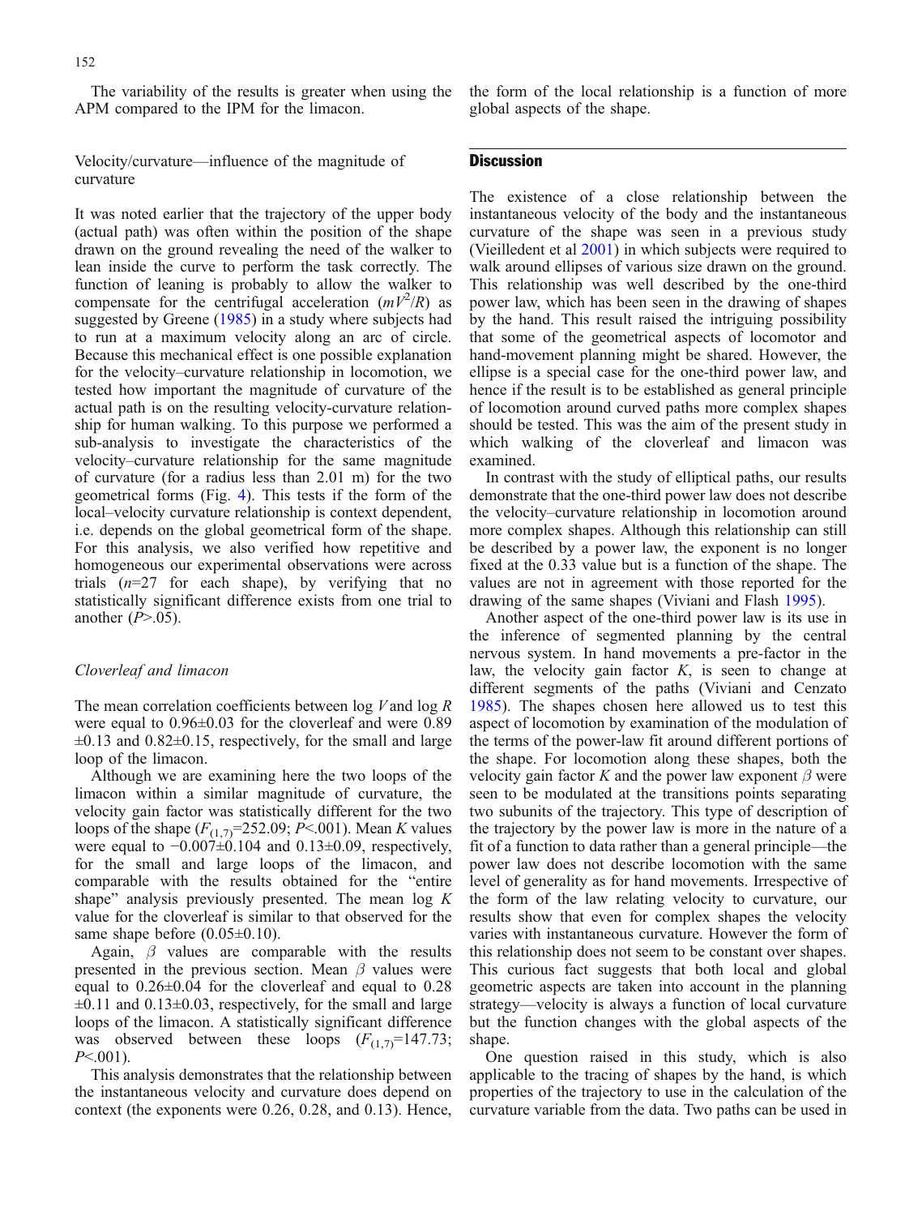The variability of the results is greater when using the APM compared to the IPM for the limacon.

Velocity/curvature—influence of the magnitude of curvature

It was noted earlier that the trajectory of the upper body (actual path) was often within the position of the shape drawn on the ground revealing the need of the walker to lean inside the curve to perform the task correctly. The function of leaning is probably to allow the walker to compensate for the centrifugal acceleration ($mV^2/R$) as suggested by Greene (1985) in a study where subjects had to run at a maximum velocity along an arc of circle. Because this mechanical effect is one possible explanation for the velocity–curvature relationship in locomotion, we tested how important the magnitude of curvature of the actual path is on the resulting velocity-curvature relationship for human walking. To this purpose we performed a sub-analysis to investigate the characteristics of the velocity–curvature relationship for the same magnitude of curvature (for a radius less than 2.01 m) for the two geometrical forms (Fig. 4). This tests if the form of the local–velocity curvature relationship is context dependent, i.e. depends on the global geometrical form of the shape. For this analysis, we also verified how repetitive and homogeneous our experimental observations were across trials ($n$=27 for each shape), by verifying that no statistically significant difference exists from one trial to another ($P$>.05).

*Cloverleaf and limacon*

The mean correlation coefficients between log $V$ and log $R$ were equal to 0.96±0.03 for the cloverleaf and were 0.89 ±0.13 and 0.82±0.15, respectively, for the small and large loop of the limacon.

Although we are examining here the two loops of the limacon within a similar magnitude of curvature, the velocity gain factor was statistically different for the two loops of the shape ($F_{(1,7)}$=252.09; $P$<.001). Mean $K$ values were equal to −0.007±0.104 and 0.13±0.09, respectively, for the small and large loops of the limacon, and comparable with the results obtained for the "entire shape" analysis previously presented. The mean log $K$ value for the cloverleaf is similar to that observed for the same shape before (0.05±0.10).

Again, $\beta$ values are comparable with the results presented in the previous section. Mean $\beta$ values were equal to 0.26±0.04 for the cloverleaf and equal to 0.28 ±0.11 and 0.13±0.03, respectively, for the small and large loops of the limacon. A statistically significant difference was observed between these loops ($F_{(1,7)}$=147.73; $P$<.001).

This analysis demonstrates that the relationship between the instantaneous velocity and curvature does depend on context (the exponents were 0.26, 0.28, and 0.13). Hence, the form of the local relationship is a function of more global aspects of the shape.

## Discussion

The existence of a close relationship between the instantaneous velocity of the body and the instantaneous curvature of the shape was seen in a previous study (Vieilledent et al 2001) in which subjects were required to walk around ellipses of various size drawn on the ground. This relationship was well described by the one-third power law, which has been seen in the drawing of shapes by the hand. This result raised the intriguing possibility that some of the geometrical aspects of locomotor and hand-movement planning might be shared. However, the ellipse is a special case for the one-third power law, and hence if the result is to be established as general principle of locomotion around curved paths more complex shapes should be tested. This was the aim of the present study in which walking of the cloverleaf and limacon was examined.

In contrast with the study of elliptical paths, our results demonstrate that the one-third power law does not describe the velocity–curvature relationship in locomotion around more complex shapes. Although this relationship can still be described by a power law, the exponent is no longer fixed at the 0.33 value but is a function of the shape. The values are not in agreement with those reported for the drawing of the same shapes (Viviani and Flash 1995).

Another aspect of the one-third power law is its use in the inference of segmented planning by the central nervous system. In hand movements a pre-factor in the law, the velocity gain factor $K$, is seen to change at different segments of the paths (Viviani and Cenzato 1985). The shapes chosen here allowed us to test this aspect of locomotion by examination of the modulation of the terms of the power-law fit around different portions of the shape. For locomotion along these shapes, both the velocity gain factor $K$ and the power law exponent $\beta$ were seen to be modulated at the transitions points separating two subunits of the trajectory. This type of description of the trajectory by the power law is more in the nature of a fit of a function to data rather than a general principle—the power law does not describe locomotion with the same level of generality as for hand movements. Irrespective of the form of the law relating velocity to curvature, our results show that even for complex shapes the velocity varies with instantaneous curvature. However the form of this relationship does not seem to be constant over shapes. This curious fact suggests that both local and global geometric aspects are taken into account in the planning strategy—velocity is always a function of local curvature but the function changes with the global aspects of the shape.

One question raised in this study, which is also applicable to the tracing of shapes by the hand, is which properties of the trajectory to use in the calculation of the curvature variable from the data. Two paths can be used in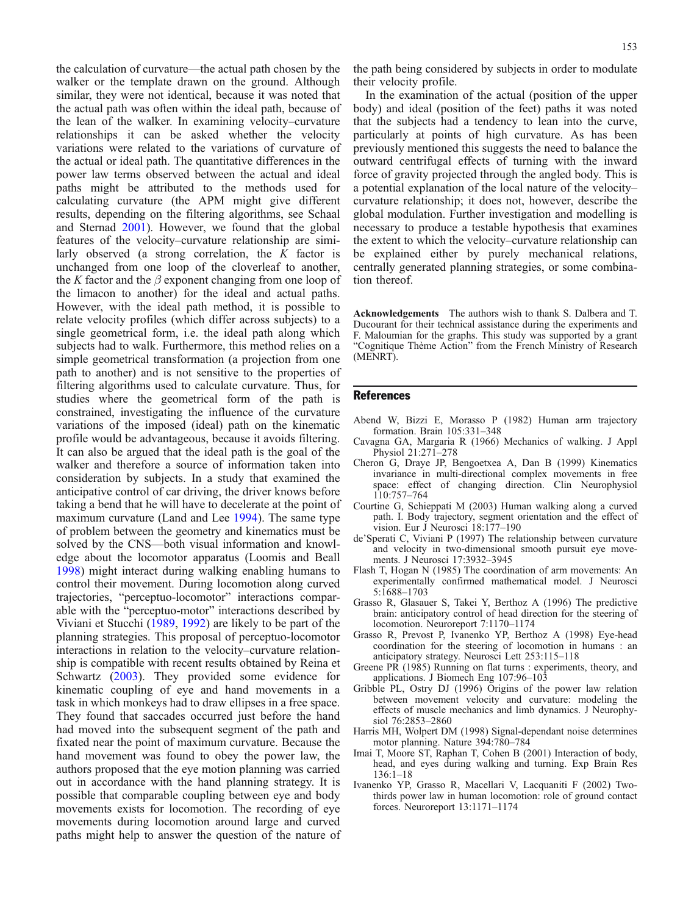the calculation of curvature—the actual path chosen by the walker or the template drawn on the ground. Although similar, they were not identical, because it was noted that the actual path was often within the ideal path, because of the lean of the walker. In examining velocity–curvature relationships it can be asked whether the velocity variations were related to the variations of curvature of the actual or ideal path. The quantitative differences in the power law terms observed between the actual and ideal paths might be attributed to the methods used for calculating curvature (the APM might give different results, depending on the filtering algorithms, see Schaal and Sternad 2001). However, we found that the global features of the velocity–curvature relationship are similarly observed (a strong correlation, the $K$ factor is unchanged from one loop of the cloverleaf to another, the $K$ factor and the $\beta$ exponent changing from one loop of the limacon to another) for the ideal and actual paths. However, with the ideal path method, it is possible to relate velocity profiles (which differ across subjects) to a single geometrical form, i.e. the ideal path along which subjects had to walk. Furthermore, this method relies on a simple geometrical transformation (a projection from one path to another) and is not sensitive to the properties of filtering algorithms used to calculate curvature. Thus, for studies where the geometrical form of the path is constrained, investigating the influence of the curvature variations of the imposed (ideal) path on the kinematic profile would be advantageous, because it avoids filtering. It can also be argued that the ideal path is the goal of the walker and therefore a source of information taken into consideration by subjects. In a study that examined the anticipative control of car driving, the driver knows before taking a bend that he will have to decelerate at the point of maximum curvature (Land and Lee 1994). The same type of problem between the geometry and kinematics must be solved by the CNS—both visual information and knowledge about the locomotor apparatus (Loomis and Beall 1998) might interact during walking enabling humans to control their movement. During locomotion along curved trajectories, "perceptuo-locomotor" interactions comparable with the "perceptuo-motor" interactions described by Viviani et Stucchi (1989, 1992) are likely to be part of the planning strategies. This proposal of perceptuo-locomotor interactions in relation to the velocity–curvature relationship is compatible with recent results obtained by Reina et Schwartz (2003). They provided some evidence for kinematic coupling of eye and hand movements in a task in which monkeys had to draw ellipses in a free space. They found that saccades occurred just before the hand had moved into the subsequent segment of the path and fixated near the point of maximum curvature. Because the hand movement was found to obey the power law, the authors proposed that the eye motion planning was carried out in accordance with the hand planning strategy. It is possible that comparable coupling between eye and body movements exists for locomotion. The recording of eye movements during locomotion around large and curved paths might help to answer the question of the nature of the path being considered by subjects in order to modulate their velocity profile.

In the examination of the actual (position of the upper body) and ideal (position of the feet) paths it was noted that the subjects had a tendency to lean into the curve, particularly at points of high curvature. As has been previously mentioned this suggests the need to balance the outward centrifugal effects of turning with the inward force of gravity projected through the angled body. This is a potential explanation of the local nature of the velocity–curvature relationship; it does not, however, describe the global modulation. Further investigation and modelling is necessary to produce a testable hypothesis that examines the extent to which the velocity–curvature relationship can be explained either by purely mechanical relations, centrally generated planning strategies, or some combination thereof.

**Acknowledgements** The authors wish to thank S. Dalbera and T. Ducourant for their technical assistance during the experiments and F. Maloumian for the graphs. This study was supported by a grant "Cognitique Thème Action" from the French Ministry of Research (MENRT).

## References

Abend W, Bizzi E, Morasso P (1982) Human arm trajectory formation. Brain 105:331–348

Cavagna GA, Margaria R (1966) Mechanics of walking. J Appl Physiol 21:271–278

Cheron G, Draye JP, Bengoetxea A, Dan B (1999) Kinematics invariance in multi-directional complex movements in free space: effect of changing direction. Clin Neurophysiol 110:757–764

Courtine G, Schieppati M (2003) Human walking along a curved path. I. Body trajectory, segment orientation and the effect of vision. Eur J Neurosci 18:177–190

de'Sperati C, Viviani P (1997) The relationship between curvature and velocity in two-dimensional smooth pursuit eye movements. J Neurosci 17:3932–3945

Flash T, Hogan N (1985) The coordination of arm movements: An experimentally confirmed mathematical model. J Neurosci 5:1688–1703

Grasso R, Glasauer S, Takei Y, Berthoz A (1996) The predictive brain: anticipatory control of head direction for the steering of locomotion. Neuroreport 7:1170–1174

Grasso R, Prevost P, Ivanenko YP, Berthoz A (1998) Eye-head coordination for the steering of locomotion in humans : an anticipatory strategy. Neurosci Lett 253:115–118

Greene PR (1985) Running on flat turns : experiments, theory, and applications. J Biomech Eng 107:96–103

Gribble PL, Ostry DJ (1996) Origins of the power law relation between movement velocity and curvature: modeling the effects of muscle mechanics and limb dynamics. J Neurophysiol 76:2853–2860

Harris MH, Wolpert DM (1998) Signal-dependant noise determines motor planning. Nature 394:780–784

Imai T, Moore ST, Raphan T, Cohen B (2001) Interaction of body, head, and eyes during walking and turning. Exp Brain Res 136:1–18

Ivanenko YP, Grasso R, Macellari V, Lacquaniti F (2002) Two-thirds power law in human locomotion: role of ground contact forces. Neuroreport 13:1171–1174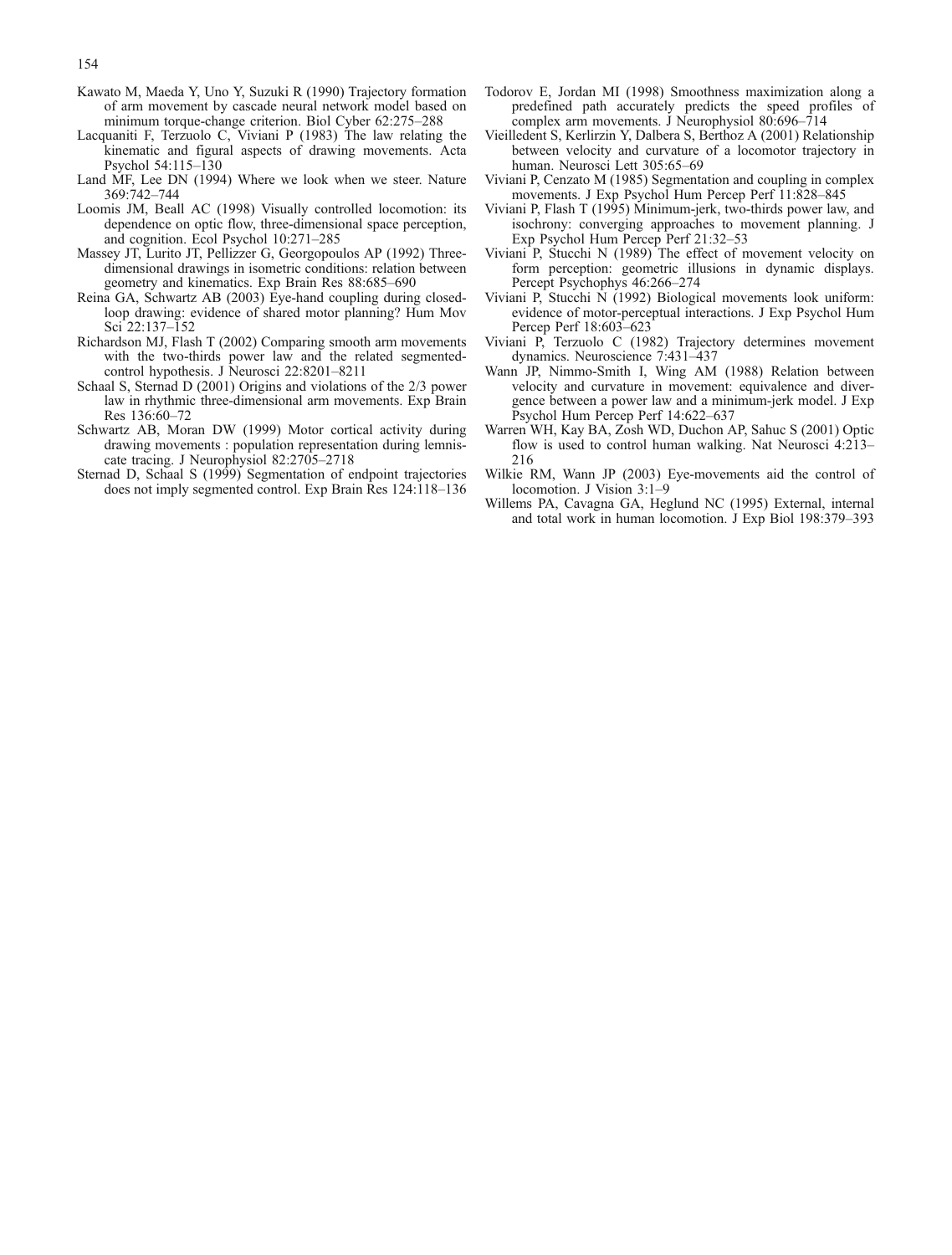Kawato M, Maeda Y, Uno Y, Suzuki R (1990) Trajectory formation of arm movement by cascade neural network model based on minimum torque-change criterion. Biol Cyber 62:275–288

Lacquaniti F, Terzuolo C, Viviani P (1983) The law relating the kinematic and figural aspects of drawing movements. Acta Psychol 54:115–130

Land MF, Lee DN (1994) Where we look when we steer. Nature 369:742–744

Loomis JM, Beall AC (1998) Visually controlled locomotion: its dependence on optic flow, three-dimensional space perception, and cognition. Ecol Psychol 10:271–285

Massey JT, Lurito JT, Pellizzer G, Georgopoulos AP (1992) Three-dimensional drawings in isometric conditions: relation between geometry and kinematics. Exp Brain Res 88:685–690

Reina GA, Schwartz AB (2003) Eye-hand coupling during closed-loop drawing: evidence of shared motor planning? Hum Mov Sci 22:137–152

Richardson MJ, Flash T (2002) Comparing smooth arm movements with the two-thirds power law and the related segmented-control hypothesis. J Neurosci 22:8201–8211

Schaal S, Sternad D (2001) Origins and violations of the 2/3 power law in rhythmic three-dimensional arm movements. Exp Brain Res 136:60–72

Schwartz AB, Moran DW (1999) Motor cortical activity during drawing movements : population representation during lemniscate tracing. J Neurophysiol 82:2705–2718

Sternad D, Schaal S (1999) Segmentation of endpoint trajectories does not imply segmented control. Exp Brain Res 124:118–136

Todorov E, Jordan MI (1998) Smoothness maximization along a predefined path accurately predicts the speed profiles of complex arm movements. J Neurophysiol 80:696–714

Vieilledent S, Kerlirzin Y, Dalbera S, Berthoz A (2001) Relationship between velocity and curvature of a locomotor trajectory in human. Neurosci Lett 305:65–69

Viviani P, Cenzato M (1985) Segmentation and coupling in complex movements. J Exp Psychol Hum Percep Perf 11:828–845

Viviani P, Flash T (1995) Minimum-jerk, two-thirds power law, and isochrony: converging approaches to movement planning. J Exp Psychol Hum Percep Perf 21:32–53

Viviani P, Stucchi N (1989) The effect of movement velocity on form perception: geometric illusions in dynamic displays. Percept Psychophys 46:266–274

Viviani P, Stucchi N (1992) Biological movements look uniform: evidence of motor-perceptual interactions. J Exp Psychol Hum Percep Perf 18:603–623

Viviani P, Terzuolo C (1982) Trajectory determines movement dynamics. Neuroscience 7:431–437

Wann JP, Nimmo-Smith I, Wing AM (1988) Relation between velocity and curvature in movement: equivalence and divergence between a power law and a minimum-jerk model. J Exp Psychol Hum Percep Perf 14:622–637

Warren WH, Kay BA, Zosh WD, Duchon AP, Sahuc S (2001) Optic flow is used to control human walking. Nat Neurosci 4:213–216

Wilkie RM, Wann JP (2003) Eye-movements aid the control of locomotion. J Vision 3:1–9

Willems PA, Cavagna GA, Heglund NC (1995) External, internal and total work in human locomotion. J Exp Biol 198:379–393